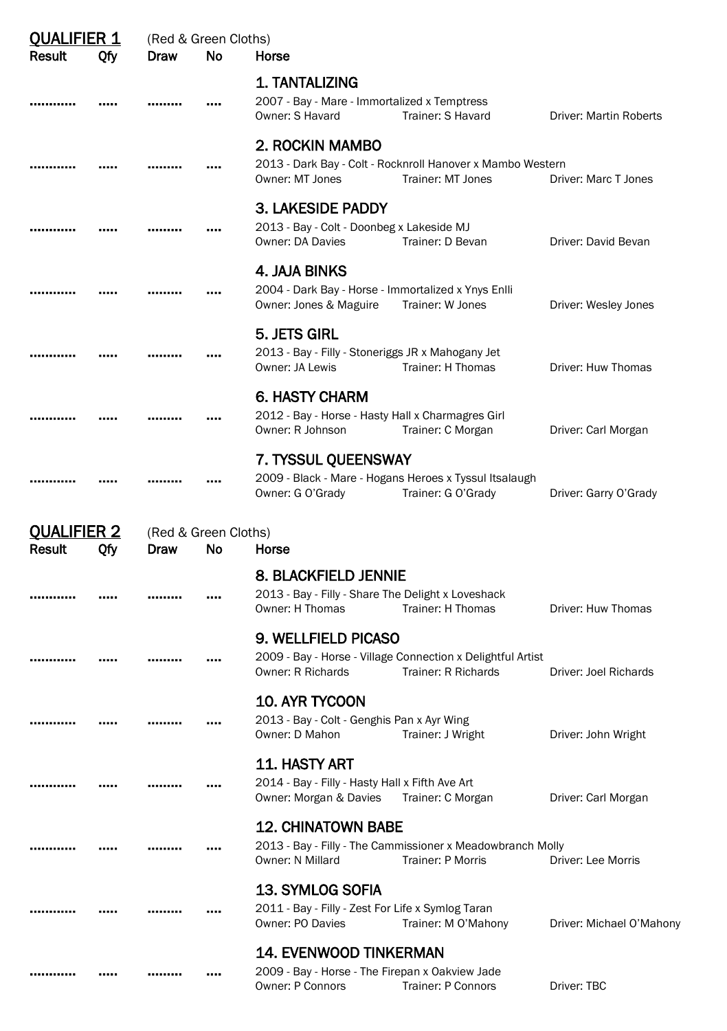## QUALIFIER 1

(Red & Green Cloths)

| Result | Qfy | Draw | No | Horse |
|---|---|---|---|---|
| ………… | ….. | ……… | …. | **1. TANTALIZING**<br>2007 - Bay - Mare - Immortalized x Temptress<br>Owner: S Havard Trainer: S Havard Driver: Martin Roberts |
| ………… | ….. | ……… | …. | **2. ROCKIN MAMBO**<br>2013 - Dark Bay - Colt - Rocknroll Hanover x Mambo Western<br>Owner: MT Jones Trainer: MT Jones Driver: Marc T Jones |
| ………… | ….. | ……… | …. | **3. LAKESIDE PADDY**<br>2013 - Bay - Colt - Doonbeg x Lakeside MJ<br>Owner: DA Davies Trainer: D Bevan Driver: David Bevan |
| ………… | ….. | ……… | …. | **4. JAJA BINKS**<br>2004 - Dark Bay - Horse - Immortalized x Ynys Enlli<br>Owner: Jones & Maguire Trainer: W Jones Driver: Wesley Jones |
| ………… | ….. | ……… | …. | **5. JETS GIRL**<br>2013 - Bay - Filly - Stoneriggs JR x Mahogany Jet<br>Owner: JA Lewis Trainer: H Thomas Driver: Huw Thomas |
| ………… | ….. | ……… | …. | **6. HASTY CHARM**<br>2012 - Bay - Horse - Hasty Hall x Charmagres Girl<br>Owner: R Johnson Trainer: C Morgan Driver: Carl Morgan |
| ………… | ….. | ……… | …. | **7. TYSSUL QUEENSWAY**<br>2009 - Black - Mare - Hogans Heroes x Tyssul Itsalaugh<br>Owner: G O'Grady Trainer: G O'Grady Driver: Garry O'Grady |

## QUALIFIER 2

(Red & Green Cloths)

| Result | Qfy | Draw | No | Horse |
|---|---|---|---|---|
| ………… | ….. | ……… | …. | **8. BLACKFIELD JENNIE**<br>2013 - Bay - Filly - Share The Delight x Loveshack<br>Owner: H Thomas Trainer: H Thomas Driver: Huw Thomas |
| ………… | ….. | ……… | …. | **9. WELLFIELD PICASO**<br>2009 - Bay - Horse - Village Connection x Delightful Artist<br>Owner: R Richards Trainer: R Richards Driver: Joel Richards |
| ………… | ….. | ……… | …. | **10. AYR TYCOON**<br>2013 - Bay - Colt - Genghis Pan x Ayr Wing<br>Owner: D Mahon Trainer: J Wright Driver: John Wright |
| ………… | ….. | ……… | …. | **11. HASTY ART**<br>2014 - Bay - Filly - Hasty Hall x Fifth Ave Art<br>Owner: Morgan & Davies Trainer: C Morgan Driver: Carl Morgan |
| ………… | ….. | ……… | …. | **12. CHINATOWN BABE**<br>2013 - Bay - Filly - The Cammissioner x Meadowbranch Molly<br>Owner: N Millard Trainer: P Morris Driver: Lee Morris |
| ………… | ….. | ……… | …. | **13. SYMLOG SOFIA**<br>2011 - Bay - Filly - Zest For Life x Symlog Taran<br>Owner: PO Davies Trainer: M O'Mahony Driver: Michael O'Mahony |
| ………… | ….. | ……… | …. | **14. EVENWOOD TINKERMAN**<br>2009 - Bay - Horse - The Firepan x Oakview Jade<br>Owner: P Connors Trainer: P Connors Driver: TBC |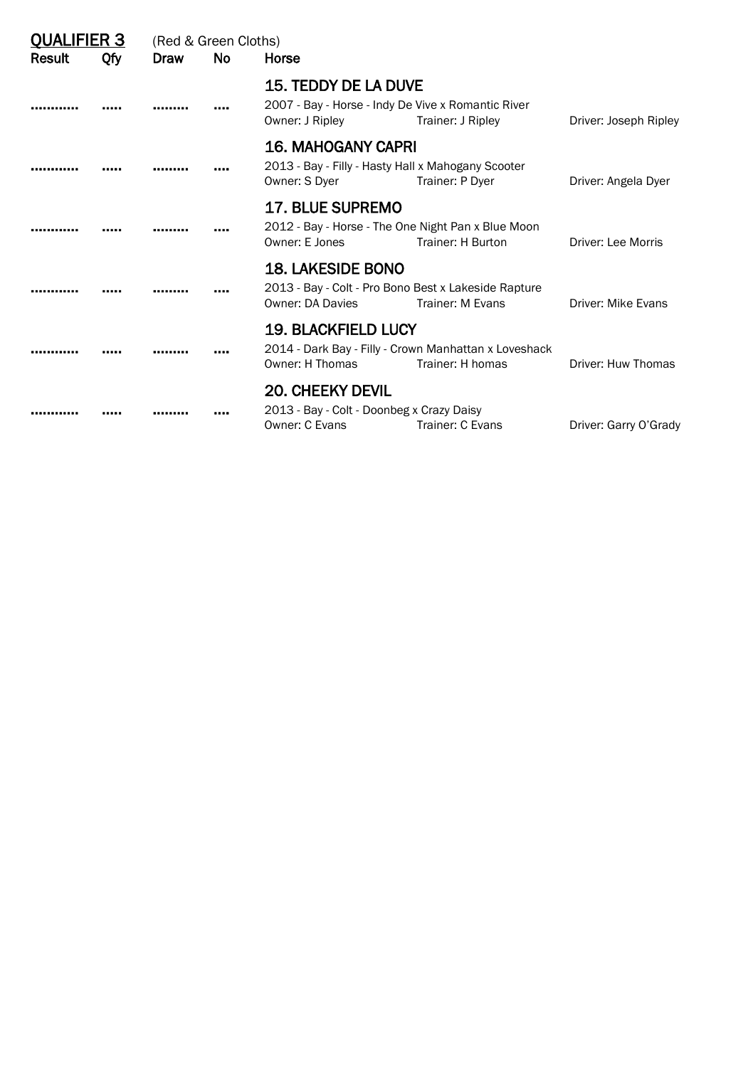## QUALIFIER 3 (Red & Green Cloths)

| Result | Qfy | Draw | No | Horse | | |
|---|---|---|---|---|---|---|
| ........... | ..... | ......... | .... | **15. TEDDY DE LA DUVE**<br>2007 - Bay - Horse - Indy De Vive x Romantic River<br>Owner: J Ripley | Trainer: J Ripley | Driver: Joseph Ripley |
| ........... | ..... | ......... | .... | **16. MAHOGANY CAPRI**<br>2013 - Bay - Filly - Hasty Hall x Mahogany Scooter<br>Owner: S Dyer | Trainer: P Dyer | Driver: Angela Dyer |
| ........... | ..... | ......... | .... | **17. BLUE SUPREMO**<br>2012 - Bay - Horse - The One Night Pan x Blue Moon<br>Owner: E Jones | Trainer: H Burton | Driver: Lee Morris |
| ........... | ..... | ......... | .... | **18. LAKESIDE BONO**<br>2013 - Bay - Colt - Pro Bono Best x Lakeside Rapture<br>Owner: DA Davies | Trainer: M Evans | Driver: Mike Evans |
| ........... | ..... | ......... | .... | **19. BLACKFIELD LUCY**<br>2014 - Dark Bay - Filly - Crown Manhattan x Loveshack<br>Owner: H Thomas | Trainer: H homas | Driver: Huw Thomas |
| ........... | ..... | ......... | .... | **20. CHEEKY DEVIL**<br>2013 - Bay - Colt - Doonbeg x Crazy Daisy<br>Owner: C Evans | Trainer: C Evans | Driver: Garry O'Grady |